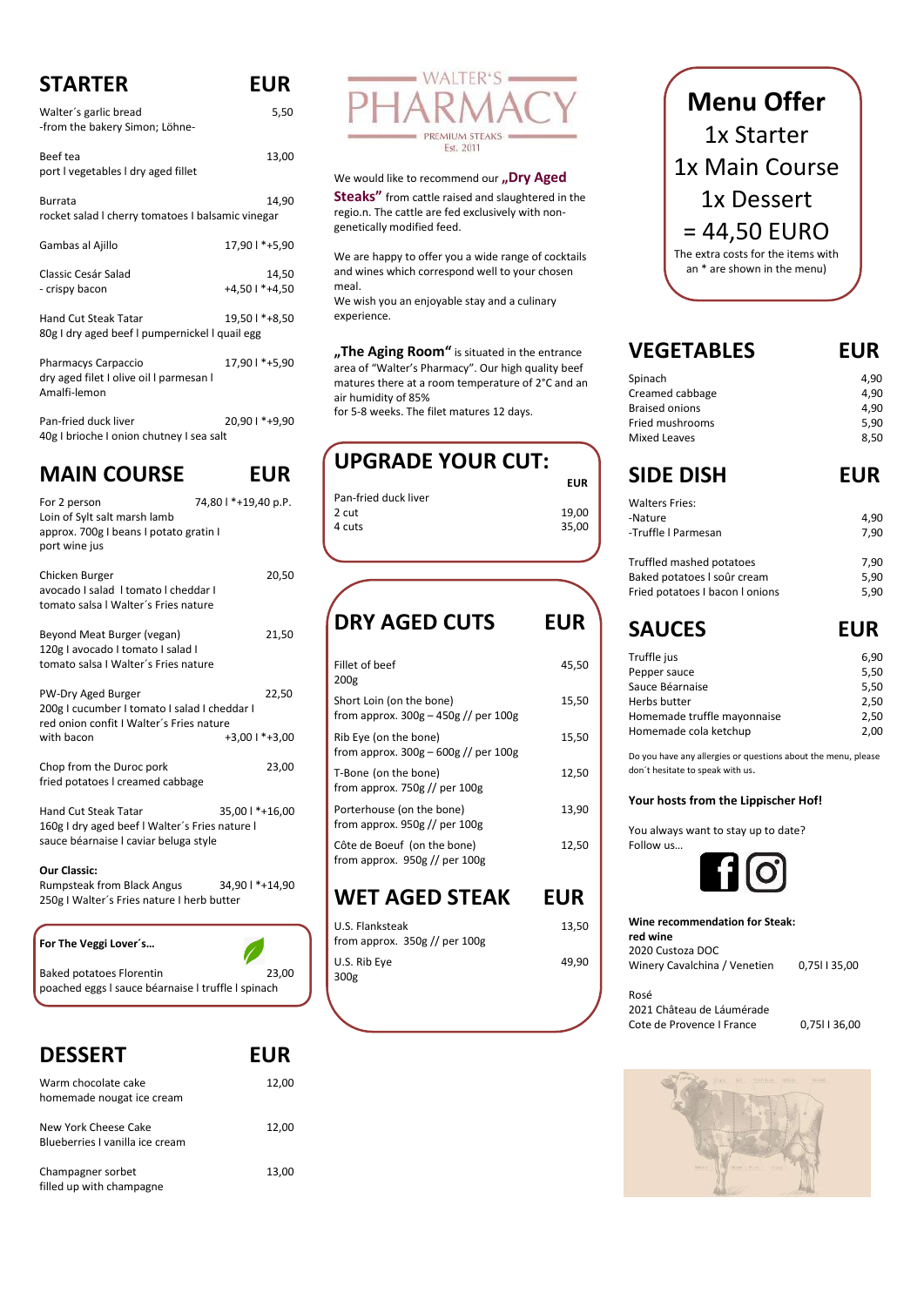## STARTER

| STARTER | EUR |
|---|---|
| Walter´s garlic bread<br>-from the bakery Simon; Löhne- | 5,50 |
| Beef tea<br>port I vegetables I dry aged fillet | 13,00 |
| Burrata<br>rocket salad I cherry tomatoes I balsamic vinegar | 14,90 |
| Gambas al Ajillo | 17,90 I *+5,90 |
| Classic Cesár Salad<br>- crispy bacon | 14,50<br>+4,50 I *+4,50 |
| Hand Cut Steak Tatar<br>80g I dry aged beef I pumpernickel I quail egg | 19,50 I *+8,50 |
| Pharmacys Carpaccio<br>dry aged filet I olive oil I parmesan I Amalfi-lemon | 17,90 I *+5,90 |
| Pan-fried duck liver<br>40g I brioche I onion chutney I sea salt | 20,90 I *+9,90 |

## MAIN COURSE

| MAIN COURSE | EUR |
|---|---|
| For 2 person<br>Loin of Sylt salt marsh lamb<br>approx. 700g I beans I potato gratin I port wine jus | 74,80 I *+19,40 p.P. |
| Chicken Burger<br>avocado I salad I tomato I cheddar I tomato salsa I Walter´s Fries nature | 20,50 |
| Beyond Meat Burger (vegan)<br>120g I avocado I tomato I salad I tomato salsa I Walter´s Fries nature | 21,50 |
| PW-Dry Aged Burger<br>200g I cucumber I tomato I salad I cheddar I red onion confit I Walter´s Fries nature | 22,50 |
| with bacon | +3,00 I *+3,00 |
| Chop from the Duroc pork<br>fried potatoes I creamed cabbage | 23,00 |
| Hand Cut Steak Tatar<br>160g I dry aged beef I Walter´s Fries nature I sauce béarnaise I caviar beluga style | 35,00 I *+16,00 |
| **Our Classic:**<br>Rumpsteak from Black Angus<br>250g I Walter´s Fries nature I herb butter | 34,90 I *+14,90 |

**For The Veggi Lover´s…**

| | |
|---|---|
| Baked potatoes Florentin<br>poached eggs I sauce béarnaise I truffle I spinach | 23,00 |

## DESSERT

| DESSERT | EUR |
|---|---|
| Warm chocolate cake<br>homemade nougat ice cream | 12,00 |
| New York Cheese Cake<br>Blueberries I vanilla ice cream | 12,00 |
| Champagner sorbet<br>filled up with champagne | 13,00 |

# WALTER'S PHARMACY

PREMIUM STEAKS
Est. 2011

We would like to recommend our **„Dry Aged Steaks"** from cattle raised and slaughtered in the regio.n. The cattle are fed exclusively with non-genetically modified feed.

We are happy to offer you a wide range of cocktails and wines which correspond well to your chosen meal.
We wish you an enjoyable stay and a culinary experience.

**„The Aging Room"** is situated in the entrance area of "Walter's Pharmacy". Our high quality beef matures there at a room temperature of 2°C and an air humidity of 85%
for 5-8 weeks. The filet matures 12 days.

## UPGRADE YOUR CUT:

| Pan-fried duck liver | EUR |
|---|---|
| 2 cut | 19,00 |
| 4 cuts | 35,00 |

## DRY AGED CUTS

| DRY AGED CUTS | EUR |
|---|---|
| Fillet of beef<br>200g | 45,50 |
| Short Loin (on the bone)<br>from approx. 300g – 450g // per 100g | 15,50 |
| Rib Eye (on the bone)<br>from approx. 300g – 600g // per 100g | 15,50 |
| T-Bone (on the bone)<br>from approx. 750g // per 100g | 12,50 |
| Porterhouse (on the bone)<br>from approx. 950g // per 100g | 13,90 |
| Côte de Boeuf (on the bone)<br>from approx. 950g // per 100g | 12,50 |

## WET AGED STEAK

| WET AGED STEAK | EUR |
|---|---|
| U.S. Flanksteak<br>from approx. 350g // per 100g | 13,50 |
| U.S. Rib Eye<br>300g | 49,90 |

## Menu Offer

1x Starter
1x Main Course
1x Dessert
= 44,50 EURO

The extra costs for the items with an * are shown in the menu)

## VEGETABLES

| VEGETABLES | EUR |
|---|---|
| Spinach | 4,90 |
| Creamed cabbage | 4,90 |
| Braised onions | 4,90 |
| Fried mushrooms | 5,90 |
| Mixed Leaves | 8,50 |

## SIDE DISH

| SIDE DISH | EUR |
|---|---|
| Walters Fries: | |
| -Nature | 4,90 |
| -Truffle I Parmesan | 7,90 |
| Truffled mashed potatoes | 7,90 |
| Baked potatoes I soûr cream | 5,90 |
| Fried potatoes I bacon I onions | 5,90 |

## SAUCES

| SAUCES | EUR |
|---|---|
| Truffle jus | 6,90 |
| Pepper sauce | 5,50 |
| Sauce Béarnaise | 5,50 |
| Herbs butter | 2,50 |
| Homemade truffle mayonnaise | 2,50 |
| Homemade cola ketchup | 2,00 |

Do you have any allergies or questions about the menu, please don´t hesitate to speak with us.

**Your hosts from the Lippischer Hof!**

You always want to stay up to date?
Follow us…

**Wine recommendation for Steak:**

**red wine**
2020 Custoza DOC
Winery Cavalchina / Venetien 0,75l I 35,00

Rosé
2021 Château de Láumérade
Cote de Provence I France 0,75l I 36,00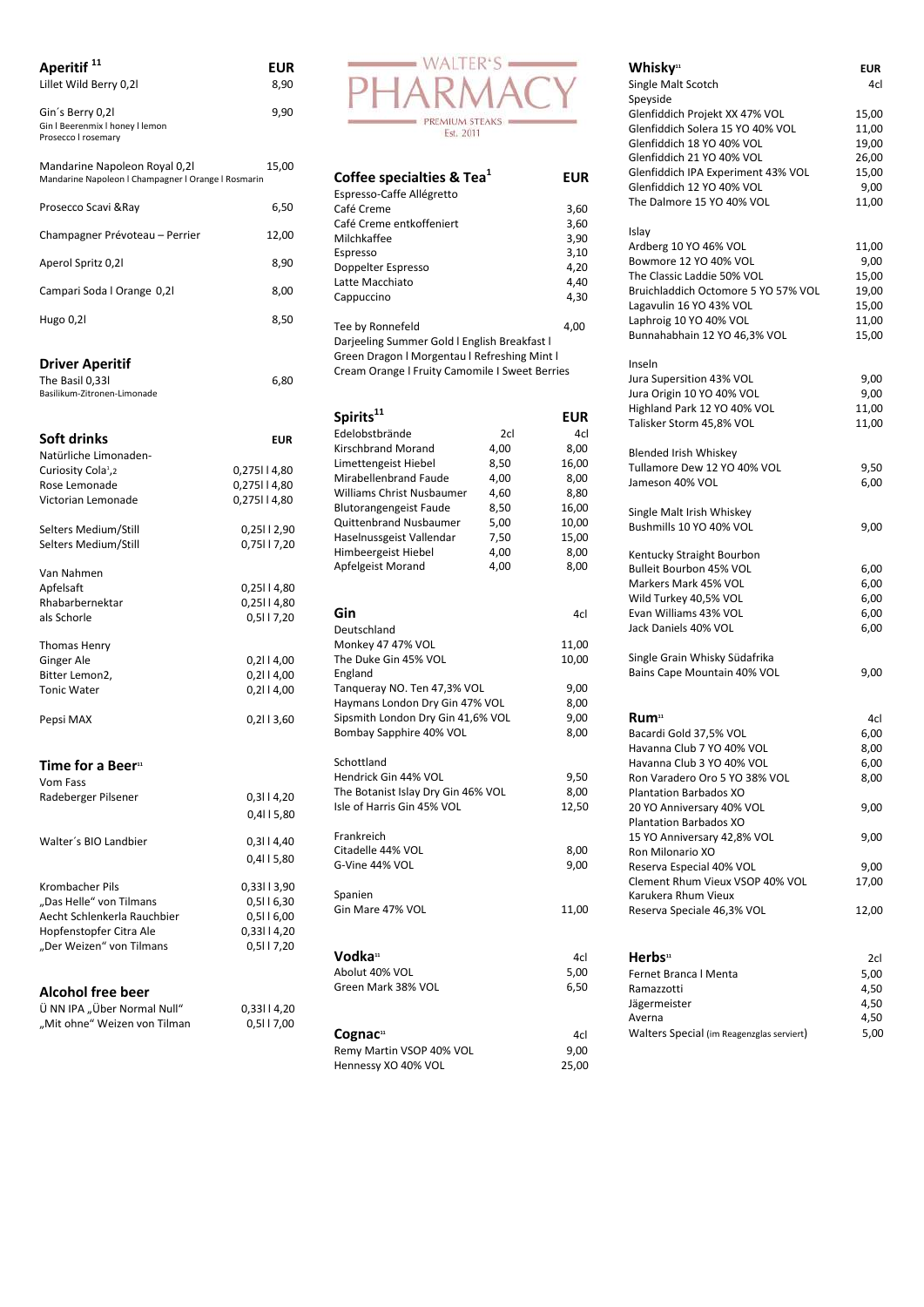## Aperitif [11]

| | EUR |
|---|---|
| Lillet Wild Berry 0,2l | 8,90 |
| Gin´s Berry 0,2l<br>Gin l Beerenmix l honey l lemon<br>Prosecco l rosemary | 9,90 |
| Mandarine Napoleon Royal 0,2l<br>Mandarine Napoleon l Champagner l Orange l Rosmarin | 15,00 |
| Prosecco Scavi &Ray | 6,50 |
| Champagner Prévoteau – Perrier | 12,00 |
| Aperol Spritz 0,2l | 8,90 |
| Campari Soda l Orange 0,2l | 8,00 |
| Hugo 0,2l | 8,50 |

## Driver Aperitif

| | |
|---|---|
| The Basil 0,33l<br>Basilikum-Zitronen-Limonade | 6,80 |

## Soft drinks

| | EUR |
|---|---|
| Natürliche Limonaden- | |
| Curiosity Cola[1],2 | 0,275l l 4,80 |
| Rose Lemonade | 0,275l l 4,80 |
| Victorian Lemonade | 0,275l l 4,80 |
| Selters Medium/Still | 0,25l l 2,90 |
| Selters Medium/Still | 0,75l l 7,20 |
| Van Nahmen | |
| Apfelsaft | 0,25l l 4,80 |
| Rhabarbernektar | 0,25l l 4,80 |
| als Schorle | 0,5l l 7,20 |
| Thomas Henry | |
| Ginger Ale | 0,2l l 4,00 |
| Bitter Lemon2, | 0,2l l 4,00 |
| Tonic Water | 0,2l l 4,00 |
| Pepsi MAX | 0,2l l 3,60 |

## Time for a Beer[11]

| | |
|---|---|
| Vom Fass | |
| Radeberger Pilsener | 0,3l l 4,20<br>0,4l l 5,80 |
| Walter´s BIO Landbier | 0,3l l 4,40<br>0,4l l 5,80 |
| Krombacher Pils | 0,33l l 3,90 |
| „Das Helle“ von Tilmans | 0,5l l 6,30 |
| Aecht Schlenkerla Rauchbier | 0,5l l 6,00 |
| Hopfenstopfer Citra Ale | 0,33l l 4,20 |
| „Der Weizen“ von Tilmans | 0,5l l 7,20 |

## Alcohol free beer

| | |
|---|---|
| Ü NN IPA „Über Normal Null“ | 0,33l l 4,20 |
| „Mit ohne“ Weizen von Tilman | 0,5l l 7,00 |

WALTER'S PHARMACY
PREMIUM STEAKS
Est. 2011

## Coffee specialties & Tea[1]

| | EUR |
|---|---|
| Espresso-Caffe Allégretto | |
| Café Creme | 3,60 |
| Café Creme entkoffeniert | 3,60 |
| Milchkaffee | 3,90 |
| Espresso | 3,10 |
| Doppelter Espresso | 4,20 |
| Latte Macchiato | 4,40 |
| Cappuccino | 4,30 |
| Tee by Ronnefeld | 4,00 |

Darjeeling Summer Gold l English Breakfast l Green Dragon l Morgentau l Refreshing Mint l Cream Orange l Fruity Camomile l Sweet Berries

## Spirits[11]

| | 2cl | EUR 4cl |
|---|---|---|
| Edelobstbrände | | |
| Kirschbrand Morand | 4,00 | 8,00 |
| Limettengeist Hiebel | 8,50 | 16,00 |
| Mirabellenbrand Faude | 4,00 | 8,00 |
| Williams Christ Nusbaumer | 4,60 | 8,80 |
| Blutorangengeist Faude | 8,50 | 16,00 |
| Quittenbrand Nusbaumer | 5,00 | 10,00 |
| Haselnussgeist Vallendar | 7,50 | 15,00 |
| Himbeergeist Hiebel | 4,00 | 8,00 |
| Apfelgeist Morand | 4,00 | 8,00 |

## Gin

| | 4cl |
|---|---|
| Deutschland | |
| Monkey 47 47% VOL | 11,00 |
| The Duke Gin 45% VOL | 10,00 |
| England | |
| Tanqueray NO. Ten 47,3% VOL | 9,00 |
| Haymans London Dry Gin 47% VOL | 8,00 |
| Sipsmith London Dry Gin 41,6% VOL | 9,00 |
| Bombay Sapphire 40% VOL | 8,00 |
| Schottland | |
| Hendrick Gin 44% VOL | 9,50 |
| The Botanist Islay Dry Gin 46% VOL | 8,00 |
| Isle of Harris Gin 45% VOL | 12,50 |
| Frankreich | |
| Citadelle 44% VOL | 8,00 |
| G-Vine 44% VOL | 9,00 |
| Spanien | |
| Gin Mare 47% VOL | 11,00 |

## Vodka[11]

| | 4cl |
|---|---|
| Abolut 40% VOL | 5,00 |
| Green Mark 38% VOL | 6,50 |

## Cognac[11]

| | 4cl |
|---|---|
| Remy Martin VSOP 40% VOL | 9,00 |
| Hennessy XO 40% VOL | 25,00 |

## Whisky[11]

| | EUR 4cl |
|---|---|
| Single Malt Scotch | |
| Speyside | |
| Glenfiddich Projekt XX 47% VOL | 15,00 |
| Glenfiddich Solera 15 YO 40% VOL | 11,00 |
| Glenfiddich 18 YO 40% VOL | 19,00 |
| Glenfiddich 21 YO 40% VOL | 26,00 |
| Glenfiddich IPA Experiment 43% VOL | 15,00 |
| Glenfiddich 12 YO 40% VOL | 9,00 |
| The Dalmore 15 YO 40% VOL | 11,00 |
| Islay | |
| Ardberg 10 YO 46% VOL | 11,00 |
| Bowmore 12 YO 40% VOL | 9,00 |
| The Classic Laddie 50% VOL | 15,00 |
| Bruichladdich Octomore 5 YO 57% VOL | 19,00 |
| Lagavulin 16 YO 43% VOL | 15,00 |
| Laphroig 10 YO 40% VOL | 11,00 |
| Bunnahabhain 12 YO 46,3% VOL | 15,00 |
| Inseln | |
| Jura Supersition 43% VOL | 9,00 |
| Jura Origin 10 YO 40% VOL | 9,00 |
| Highland Park 12 YO 40% VOL | 11,00 |
| Talisker Storm 45,8% VOL | 11,00 |
| Blended Irish Whiskey | |
| Tullamore Dew 12 YO 40% VOL | 9,50 |
| Jameson 40% VOL | 6,00 |
| Single Malt Irish Whiskey | |
| Bushmills 10 YO 40% VOL | 9,00 |
| Kentucky Straight Bourbon | |
| Bulleit Bourbon 45% VOL | 6,00 |
| Markers Mark 45% VOL | 6,00 |
| Wild Turkey 40,5% VOL | 6,00 |
| Evan Williams 43% VOL | 6,00 |
| Jack Daniels 40% VOL | 6,00 |
| Single Grain Whisky Südafrika | |
| Bains Cape Mountain 40% VOL | 9,00 |

## Rum[11]

| | 4cl |
|---|---|
| Bacardi Gold 37,5% VOL | 6,00 |
| Havanna Club 7 YO 40% VOL | 8,00 |
| Havanna Club 3 YO 40% VOL | 6,00 |
| Ron Varadero Oro 5 YO 38% VOL | 8,00 |
| Plantation Barbados XO<br>20 YO Anniversary 40% VOL | 9,00 |
| Plantation Barbados XO<br>15 YO Anniversary 42,8% VOL | 9,00 |
| Ron Milonario XO<br>Reserva Especial 40% VOL | 9,00 |
| Clement Rhum Vieux VSOP 40% VOL | 17,00 |
| Karukera Rhum Vieux<br>Reserva Speciale 46,3% VOL | 12,00 |

## Herbs[11]

| | 2cl |
|---|---|
| Fernet Branca l Menta | 5,00 |
| Ramazzotti | 4,50 |
| Jägermeister | 4,50 |
| Averna | 4,50 |
| Walters Special (im Reagenzglas serviert) | 5,00 |